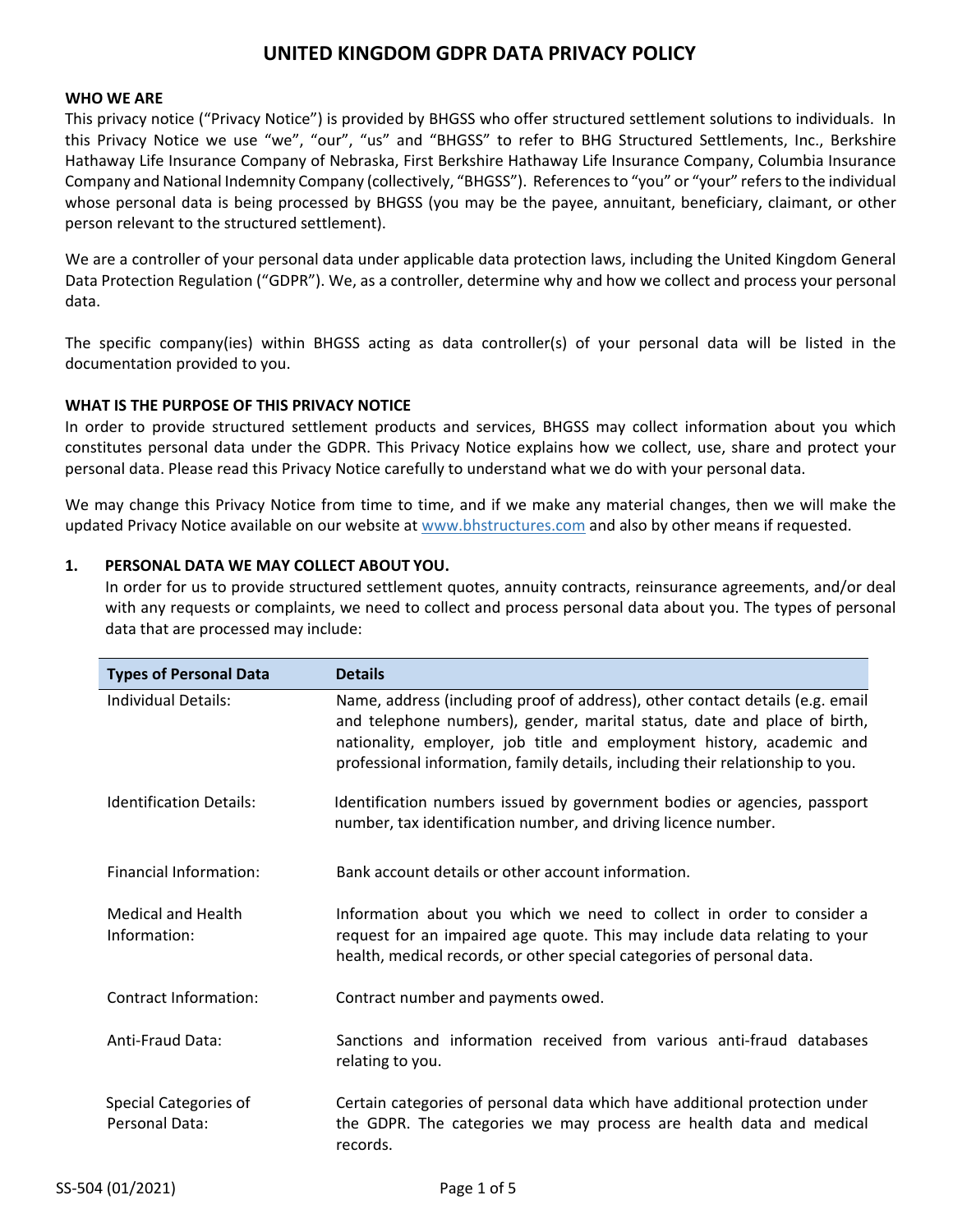# UNITED KINGDOM GDPR DATA PRIVACY POLICY

**WHO WE ARE**

This privacy notice ("Privacy Notice") is provided by BHGSS who offer structured settlement solutions to individuals. In this Privacy Notice we use "we", "our", "us" and "BHGSS" to refer to BHG Structured Settlements, Inc., Berkshire Hathaway Life Insurance Company of Nebraska, First Berkshire Hathaway Life Insurance Company, Columbia Insurance Company and National Indemnity Company (collectively, "BHGSS"). References to "you" or "your" refers to the individual whose personal data is being processed by BHGSS (you may be the payee, annuitant, beneficiary, claimant, or other person relevant to the structured settlement).

We are a controller of your personal data under applicable data protection laws, including the United Kingdom General Data Protection Regulation ("GDPR"). We, as a controller, determine why and how we collect and process your personal data.

The specific company(ies) within BHGSS acting as data controller(s) of your personal data will be listed in the documentation provided to you.

**WHAT IS THE PURPOSE OF THIS PRIVACY NOTICE**

In order to provide structured settlement products and services, BHGSS may collect information about you which constitutes personal data under the GDPR. This Privacy Notice explains how we collect, use, share and protect your personal data. Please read this Privacy Notice carefully to understand what we do with your personal data.

We may change this Privacy Notice from time to time, and if we make any material changes, then we will make the updated Privacy Notice available on our website at www.bhstructures.com and also by other means if requested.

**1. PERSONAL DATA WE MAY COLLECT ABOUT YOU.**

In order for us to provide structured settlement quotes, annuity contracts, reinsurance agreements, and/or deal with any requests or complaints, we need to collect and process personal data about you. The types of personal data that are processed may include:

| Types of Personal Data | Details |
|---|---|
| Individual Details: | Name, address (including proof of address), other contact details (e.g. email and telephone numbers), gender, marital status, date and place of birth, nationality, employer, job title and employment history, academic and professional information, family details, including their relationship to you. |
| Identification Details: | Identification numbers issued by government bodies or agencies, passport number, tax identification number, and driving licence number. |
| Financial Information: | Bank account details or other account information. |
| Medical and Health Information: | Information about you which we need to collect in order to consider a request for an impaired age quote. This may include data relating to your health, medical records, or other special categories of personal data. |
| Contract Information: | Contract number and payments owed. |
| Anti-Fraud Data: | Sanctions and information received from various anti-fraud databases relating to you. |
| Special Categories of Personal Data: | Certain categories of personal data which have additional protection under the GDPR. The categories we may process are health data and medical records. |

SS-504 (01/2021)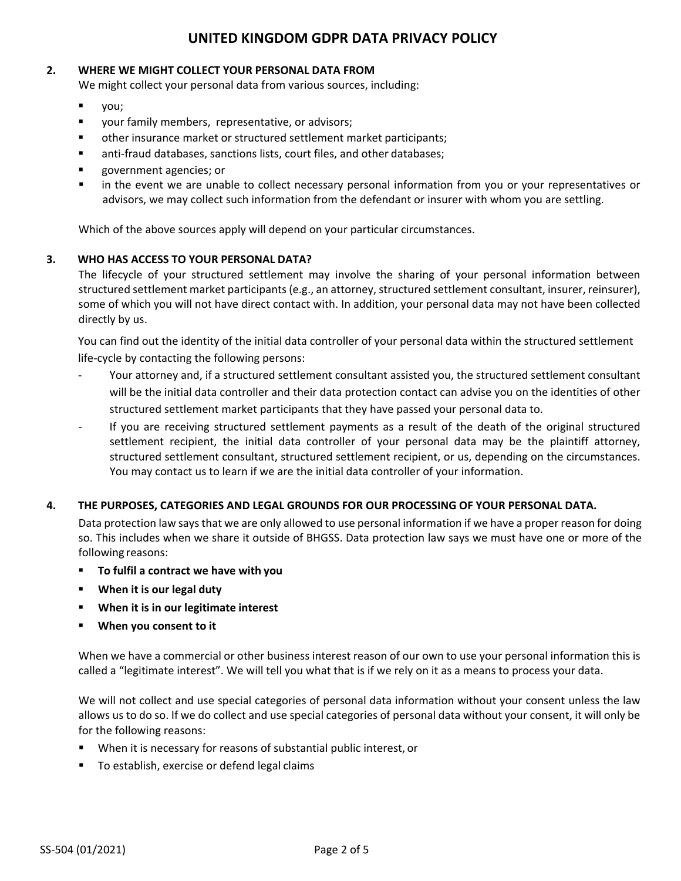## 2. WHERE WE MIGHT COLLECT YOUR PERSONAL DATA FROM

We might collect your personal data from various sources, including:

- you;
- your family members, representative, or advisors;
- other insurance market or structured settlement market participants;
- anti-fraud databases, sanctions lists, court files, and other databases;
- government agencies; or
- in the event we are unable to collect necessary personal information from you or your representatives or advisors, we may collect such information from the defendant or insurer with whom you are settling.

Which of the above sources apply will depend on your particular circumstances.

## 3. WHO HAS ACCESS TO YOUR PERSONAL DATA?

The lifecycle of your structured settlement may involve the sharing of your personal information between structured settlement market participants (e.g., an attorney, structured settlement consultant, insurer, reinsurer), some of which you will not have direct contact with. In addition, your personal data may not have been collected directly by us.

You can find out the identity of the initial data controller of your personal data within the structured settlement life-cycle by contacting the following persons:

- Your attorney and, if a structured settlement consultant assisted you, the structured settlement consultant will be the initial data controller and their data protection contact can advise you on the identities of other structured settlement market participants that they have passed your personal data to.
- If you are receiving structured settlement payments as a result of the death of the original structured settlement recipient, the initial data controller of your personal data may be the plaintiff attorney, structured settlement consultant, structured settlement recipient, or us, depending on the circumstances. You may contact us to learn if we are the initial data controller of your information.

## 4. THE PURPOSES, CATEGORIES AND LEGAL GROUNDS FOR OUR PROCESSING OF YOUR PERSONAL DATA.

Data protection law says that we are only allowed to use personal information if we have a proper reason for doing so. This includes when we share it outside of BHGSS. Data protection law says we must have one or more of the following reasons:

- **To fulfil a contract we have with you**
- **When it is our legal duty**
- **When it is in our legitimate interest**
- **When you consent to it**

When we have a commercial or other business interest reason of our own to use your personal information this is called a "legitimate interest". We will tell you what that is if we rely on it as a means to process your data.

We will not collect and use special categories of personal data information without your consent unless the law allows us to do so. If we do collect and use special categories of personal data without your consent, it will only be for the following reasons:

- When it is necessary for reasons of substantial public interest, or
- To establish, exercise or defend legal claims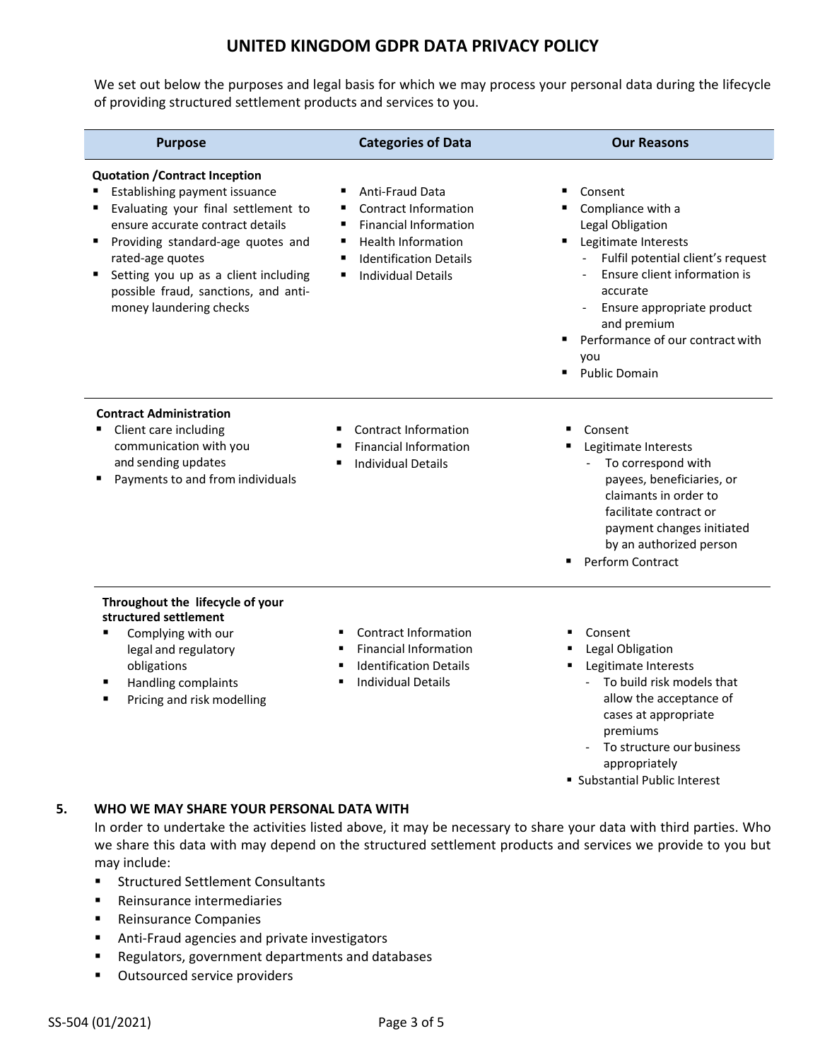# UNITED KINGDOM GDPR DATA PRIVACY POLICY

We set out below the purposes and legal basis for which we may process your personal data during the lifecycle of providing structured settlement products and services to you.

| Purpose | Categories of Data | Our Reasons |
|---|---|---|
| **Quotation /Contract Inception**<br>▪ Establishing payment issuance<br>▪ Evaluating your final settlement to ensure accurate contract details<br>▪ Providing standard-age quotes and rated-age quotes<br>▪ Setting you up as a client including possible fraud, sanctions, and anti-money laundering checks | ▪ Anti-Fraud Data<br>▪ Contract Information<br>▪ Financial Information<br>▪ Health Information<br>▪ Identification Details<br>▪ Individual Details | ▪ Consent<br>▪ Compliance with a Legal Obligation<br>▪ Legitimate Interests<br>- Fulfil potential client's request<br>- Ensure client information is accurate<br>- Ensure appropriate product and premium<br>▪ Performance of our contract with you<br>▪ Public Domain |
| **Contract Administration**<br>▪ Client care including communication with you and sending updates<br>▪ Payments to and from individuals | ▪ Contract Information<br>▪ Financial Information<br>▪ Individual Details | ▪ Consent<br>▪ Legitimate Interests<br>- To correspond with payees, beneficiaries, or claimants in order to facilitate contract or payment changes initiated by an authorized person<br>▪ Perform Contract |
| **Throughout the lifecycle of your structured settlement**<br>▪ Complying with our legal and regulatory obligations<br>▪ Handling complaints<br>▪ Pricing and risk modelling | ▪ Contract Information<br>▪ Financial Information<br>▪ Identification Details<br>▪ Individual Details | ▪ Consent<br>▪ Legal Obligation<br>▪ Legitimate Interests<br>- To build risk models that allow the acceptance of cases at appropriate premiums<br>- To structure our business appropriately<br>▪ Substantial Public Interest |

## 5. WHO WE MAY SHARE YOUR PERSONAL DATA WITH

In order to undertake the activities listed above, it may be necessary to share your data with third parties. Who we share this data with may depend on the structured settlement products and services we provide to you but may include:

- Structured Settlement Consultants
- Reinsurance intermediaries
- Reinsurance Companies
- Anti-Fraud agencies and private investigators
- Regulators, government departments and databases
- Outsourced service providers

SS-504 (01/2021)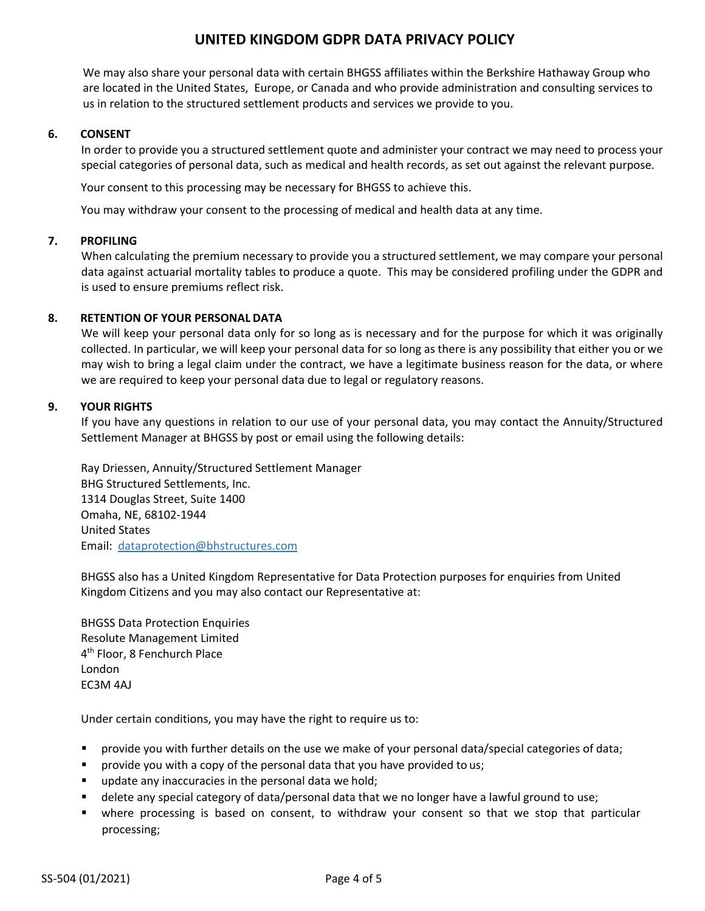We may also share your personal data with certain BHGSS affiliates within the Berkshire Hathaway Group who are located in the United States, Europe, or Canada and who provide administration and consulting services to us in relation to the structured settlement products and services we provide to you.

## 6. CONSENT

In order to provide you a structured settlement quote and administer your contract we may need to process your special categories of personal data, such as medical and health records, as set out against the relevant purpose.

Your consent to this processing may be necessary for BHGSS to achieve this.

You may withdraw your consent to the processing of medical and health data at any time.

## 7. PROFILING

When calculating the premium necessary to provide you a structured settlement, we may compare your personal data against actuarial mortality tables to produce a quote. This may be considered profiling under the GDPR and is used to ensure premiums reflect risk.

## 8. RETENTION OF YOUR PERSONAL DATA

We will keep your personal data only for so long as is necessary and for the purpose for which it was originally collected. In particular, we will keep your personal data for so long as there is any possibility that either you or we may wish to bring a legal claim under the contract, we have a legitimate business reason for the data, or where we are required to keep your personal data due to legal or regulatory reasons.

## 9. YOUR RIGHTS

If you have any questions in relation to our use of your personal data, you may contact the Annuity/Structured Settlement Manager at BHGSS by post or email using the following details:

Ray Driessen, Annuity/Structured Settlement Manager
BHG Structured Settlements, Inc.
1314 Douglas Street, Suite 1400
Omaha, NE, 68102-1944
United States
Email: dataprotection@bhstructures.com

BHGSS also has a United Kingdom Representative for Data Protection purposes for enquiries from United Kingdom Citizens and you may also contact our Representative at:

BHGSS Data Protection Enquiries
Resolute Management Limited
4th Floor, 8 Fenchurch Place
London
EC3M 4AJ

Under certain conditions, you may have the right to require us to:

- provide you with further details on the use we make of your personal data/special categories of data;
- provide you with a copy of the personal data that you have provided to us;
- update any inaccuracies in the personal data we hold;
- delete any special category of data/personal data that we no longer have a lawful ground to use;
- where processing is based on consent, to withdraw your consent so that we stop that particular processing;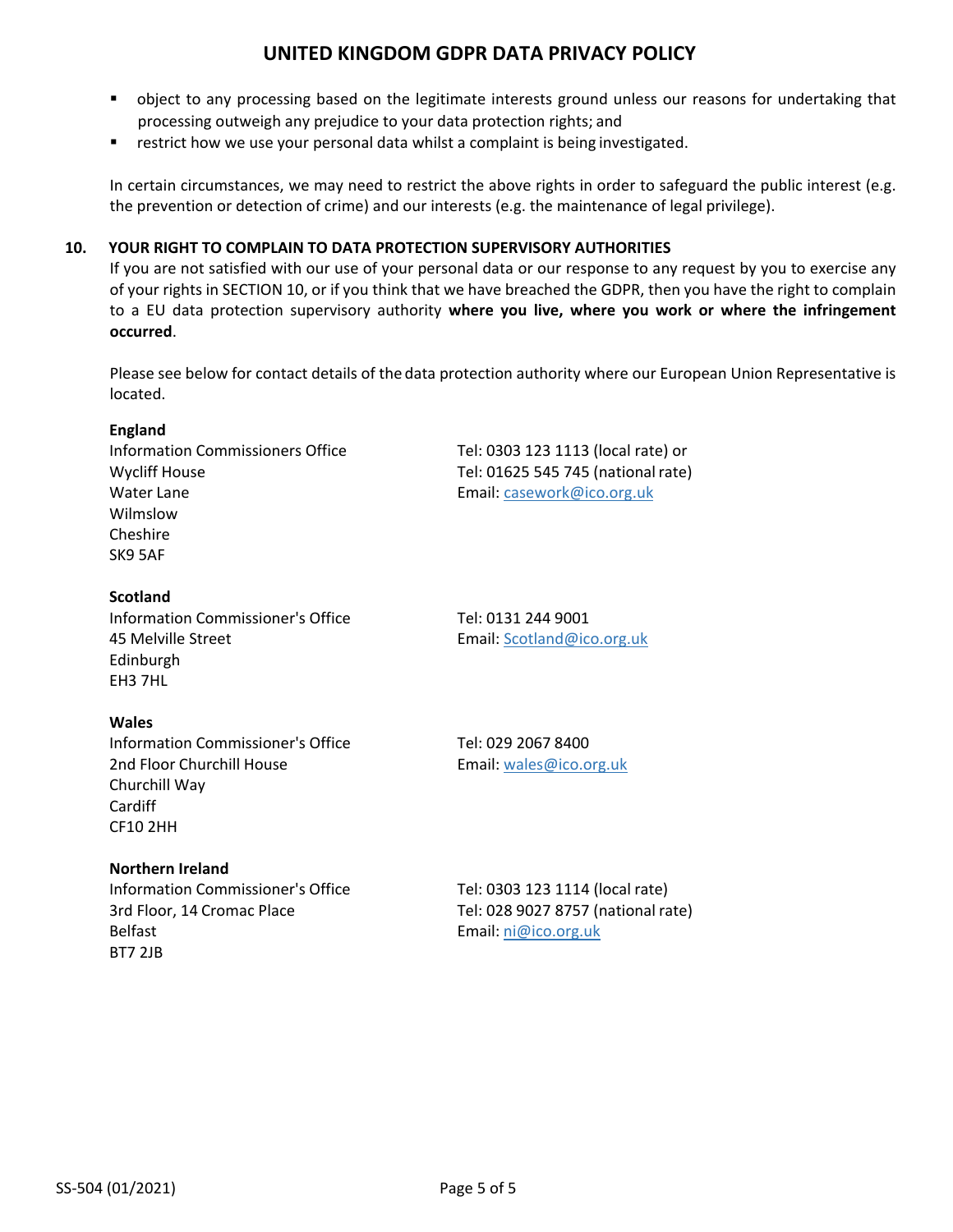- object to any processing based on the legitimate interests ground unless our reasons for undertaking that processing outweigh any prejudice to your data protection rights; and
- restrict how we use your personal data whilst a complaint is being investigated.

In certain circumstances, we may need to restrict the above rights in order to safeguard the public interest (e.g. the prevention or detection of crime) and our interests (e.g. the maintenance of legal privilege).

## 10. YOUR RIGHT TO COMPLAIN TO DATA PROTECTION SUPERVISORY AUTHORITIES

If you are not satisfied with our use of your personal data or our response to any request by you to exercise any of your rights in SECTION 10, or if you think that we have breached the GDPR, then you have the right to complain to a EU data protection supervisory authority **where you live, where you work or where the infringement occurred**.

Please see below for contact details of the data protection authority where our European Union Representative is located.

**England**

Information Commissioners Office
Wycliff House
Water Lane
Wilmslow
Cheshire
SK9 5AF

Tel: 0303 123 1113 (local rate) or
Tel: 01625 545 745 (national rate)
Email: casework@ico.org.uk

**Scotland**

Information Commissioner's Office
45 Melville Street
Edinburgh
EH3 7HL

Tel: 0131 244 9001
Email: Scotland@ico.org.uk

**Wales**

Information Commissioner's Office
2nd Floor Churchill House
Churchill Way
Cardiff
CF10 2HH

Tel: 029 2067 8400
Email: wales@ico.org.uk

**Northern Ireland**

Information Commissioner's Office
3rd Floor, 14 Cromac Place
Belfast
BT7 2JB

Tel: 0303 123 1114 (local rate)
Tel: 028 9027 8757 (national rate)
Email: ni@ico.org.uk

SS-504 (01/2021)